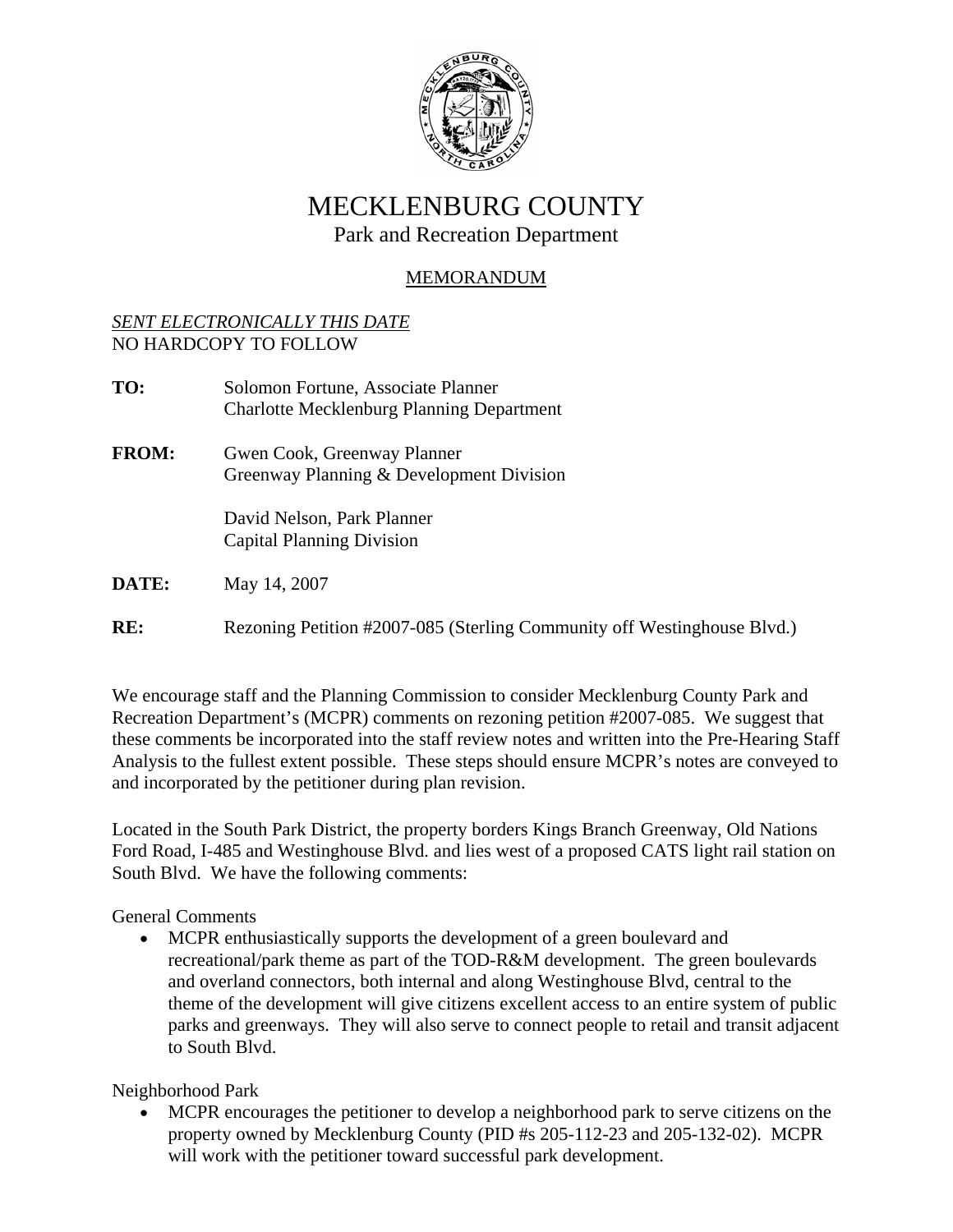# MECKLENBURG COUNTY

Park and Recreation Department

MEMORANDUM

*SENT ELECTRONICALLY THIS DATE*
NO HARDCOPY TO FOLLOW

**TO:** Solomon Fortune, Associate Planner
Charlotte Mecklenburg Planning Department

**FROM:** Gwen Cook, Greenway Planner
Greenway Planning & Development Division

David Nelson, Park Planner
Capital Planning Division

**DATE:** May 14, 2007

**RE:** Rezoning Petition #2007-085 (Sterling Community off Westinghouse Blvd.)

We encourage staff and the Planning Commission to consider Mecklenburg County Park and Recreation Department's (MCPR) comments on rezoning petition #2007-085. We suggest that these comments be incorporated into the staff review notes and written into the Pre-Hearing Staff Analysis to the fullest extent possible. These steps should ensure MCPR's notes are conveyed to and incorporated by the petitioner during plan revision.

Located in the South Park District, the property borders Kings Branch Greenway, Old Nations Ford Road, I-485 and Westinghouse Blvd. and lies west of a proposed CATS light rail station on South Blvd. We have the following comments:

General Comments

- MCPR enthusiastically supports the development of a green boulevard and recreational/park theme as part of the TOD-R&M development. The green boulevards and overland connectors, both internal and along Westinghouse Blvd, central to the theme of the development will give citizens excellent access to an entire system of public parks and greenways. They will also serve to connect people to retail and transit adjacent to South Blvd.

Neighborhood Park

- MCPR encourages the petitioner to develop a neighborhood park to serve citizens on the property owned by Mecklenburg County (PID #s 205-112-23 and 205-132-02). MCPR will work with the petitioner toward successful park development.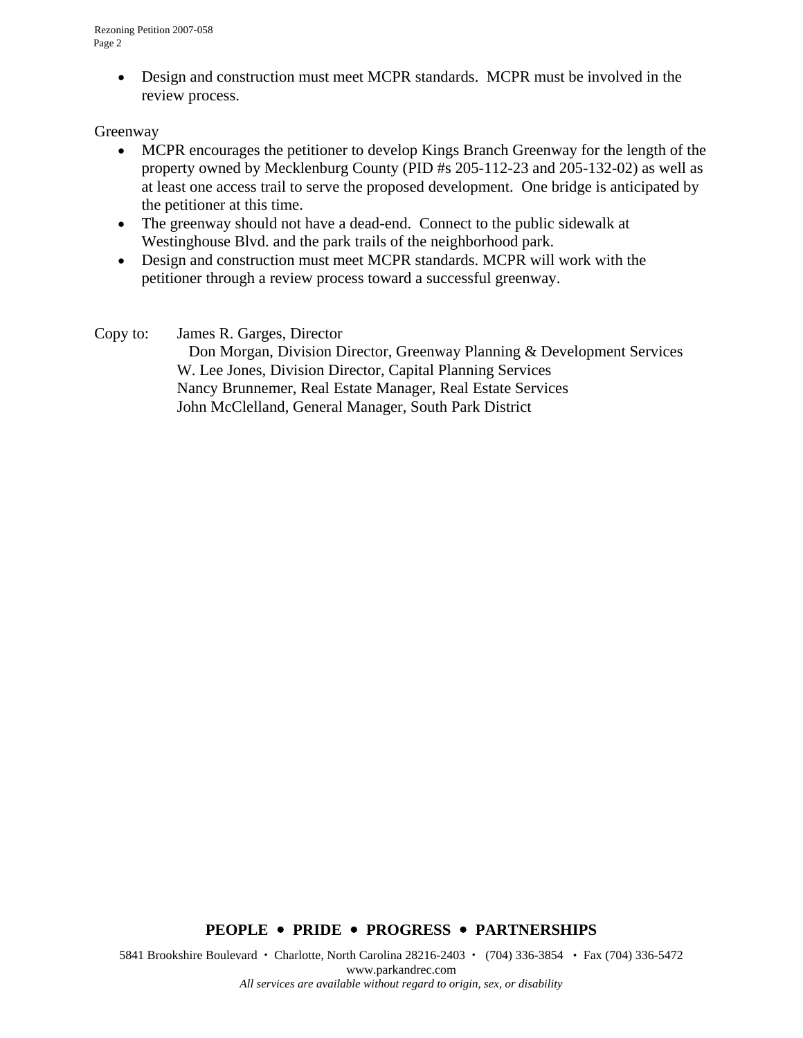- Design and construction must meet MCPR standards. MCPR must be involved in the review process.

Greenway

- MCPR encourages the petitioner to develop Kings Branch Greenway for the length of the property owned by Mecklenburg County (PID #s 205-112-23 and 205-132-02) as well as at least one access trail to serve the proposed development. One bridge is anticipated by the petitioner at this time.
- The greenway should not have a dead-end. Connect to the public sidewalk at Westinghouse Blvd. and the park trails of the neighborhood park.
- Design and construction must meet MCPR standards. MCPR will work with the petitioner through a review process toward a successful greenway.

Copy to: James R. Garges, Director
Don Morgan, Division Director, Greenway Planning & Development Services
W. Lee Jones, Division Director, Capital Planning Services
Nancy Brunnemer, Real Estate Manager, Real Estate Services
John McClelland, General Manager, South Park District

**PEOPLE • PRIDE • PROGRESS • PARTNERSHIPS**

5841 Brookshire Boulevard • Charlotte, North Carolina 28216-2403 • (704) 336-3854 • Fax (704) 336-5472
www.parkandrec.com
*All services are available without regard to origin, sex, or disability*